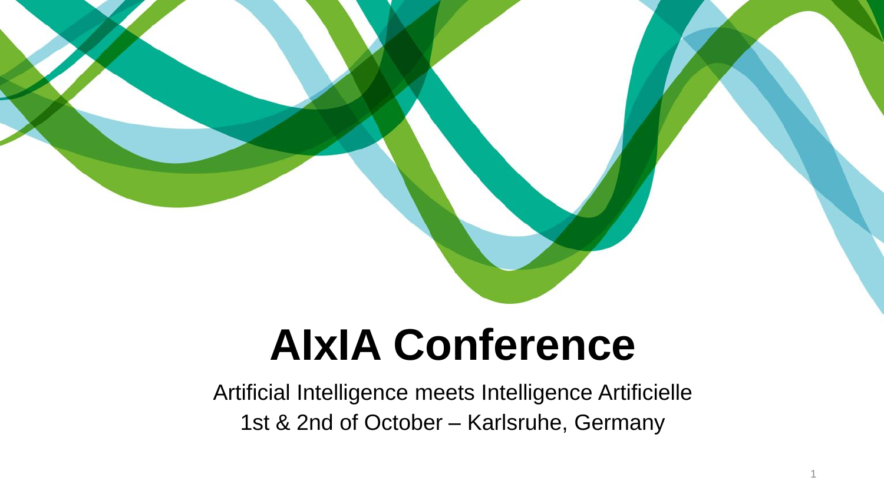# AIxIA Conference

Artificial Intelligence meets Intelligence Artificielle

1st & 2nd of October – Karlsruhe, Germany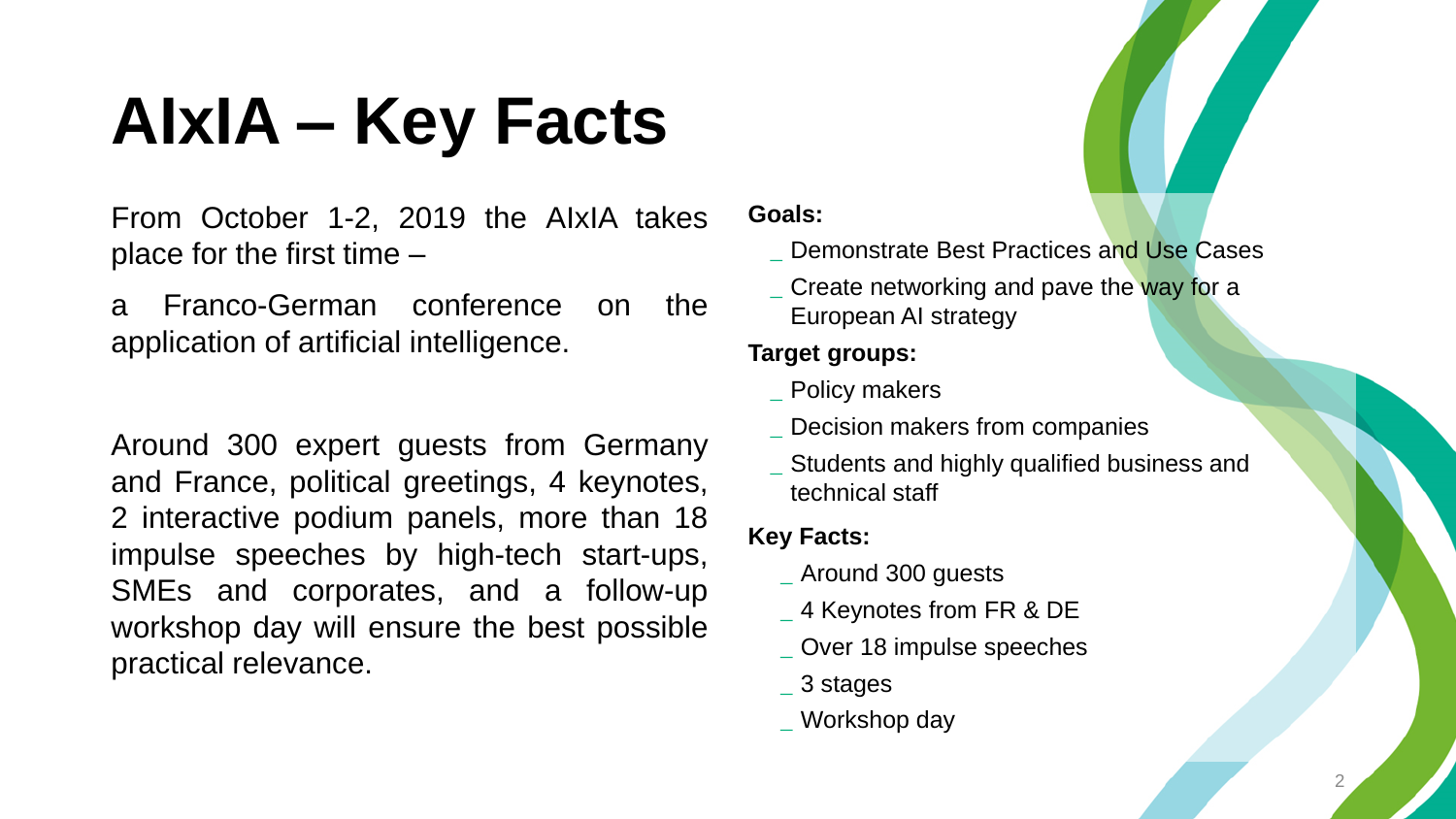# AIxIA – Key Facts

From October 1-2, 2019 the AIxIA takes place for the first time –

a Franco-German conference on the application of artificial intelligence.

Around 300 expert guests from Germany and France, political greetings, 4 keynotes, 2 interactive podium panels, more than 18 impulse speeches by high-tech start-ups, SMEs and corporates, and a follow-up workshop day will ensure the best possible practical relevance.

**Goals:**

- Demonstrate Best Practices and Use Cases
- Create networking and pave the way for a European AI strategy

**Target groups:**

- Policy makers
- Decision makers from companies
- Students and highly qualified business and technical staff

**Key Facts:**

- Around 300 guests
- 4 Keynotes from FR & DE
- Over 18 impulse speeches
- 3 stages
- Workshop day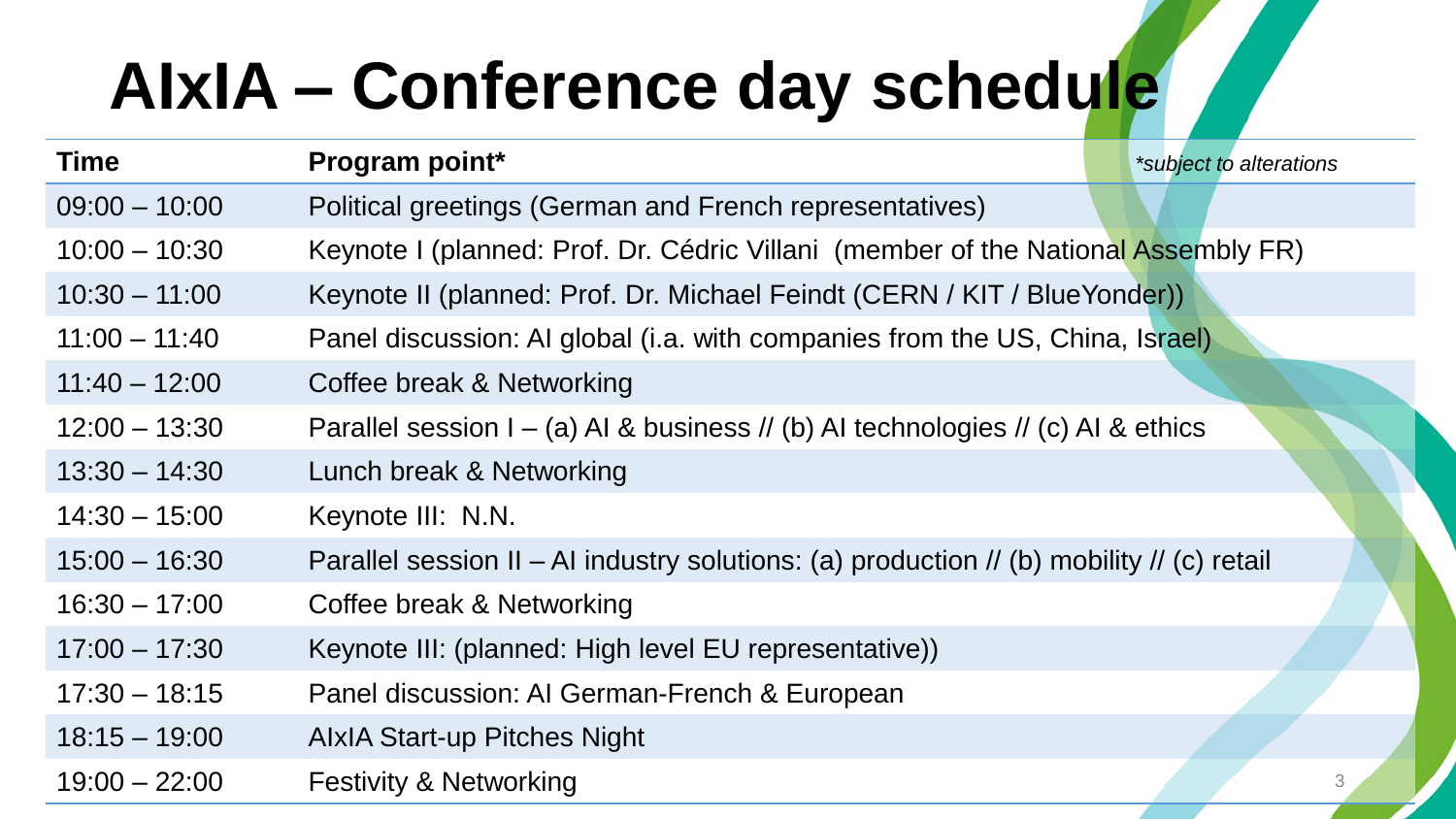# AIxIA – Conference day schedule

| Time | Program point* *\*subject to alterations* |
|---|---|
| 09:00 – 10:00 | Political greetings (German and French representatives) |
| 10:00 – 10:30 | Keynote I (planned: Prof. Dr. Cédric Villani (member of the National Assembly FR) |
| 10:30 – 11:00 | Keynote II (planned: Prof. Dr. Michael Feindt (CERN / KIT / BlueYonder)) |
| 11:00 – 11:40 | Panel discussion: AI global (i.a. with companies from the US, China, Israel) |
| 11:40 – 12:00 | Coffee break & Networking |
| 12:00 – 13:30 | Parallel session I – (a) AI & business // (b) AI technologies // (c) AI & ethics |
| 13:30 – 14:30 | Lunch break & Networking |
| 14:30 – 15:00 | Keynote III: N.N. |
| 15:00 – 16:30 | Parallel session II – AI industry solutions: (a) production // (b) mobility // (c) retail |
| 16:30 – 17:00 | Coffee break & Networking |
| 17:00 – 17:30 | Keynote III: (planned: High level EU representative)) |
| 17:30 – 18:15 | Panel discussion: AI German-French & European |
| 18:15 – 19:00 | AIxIA Start-up Pitches Night |
| 19:00 – 22:00 | Festivity & Networking |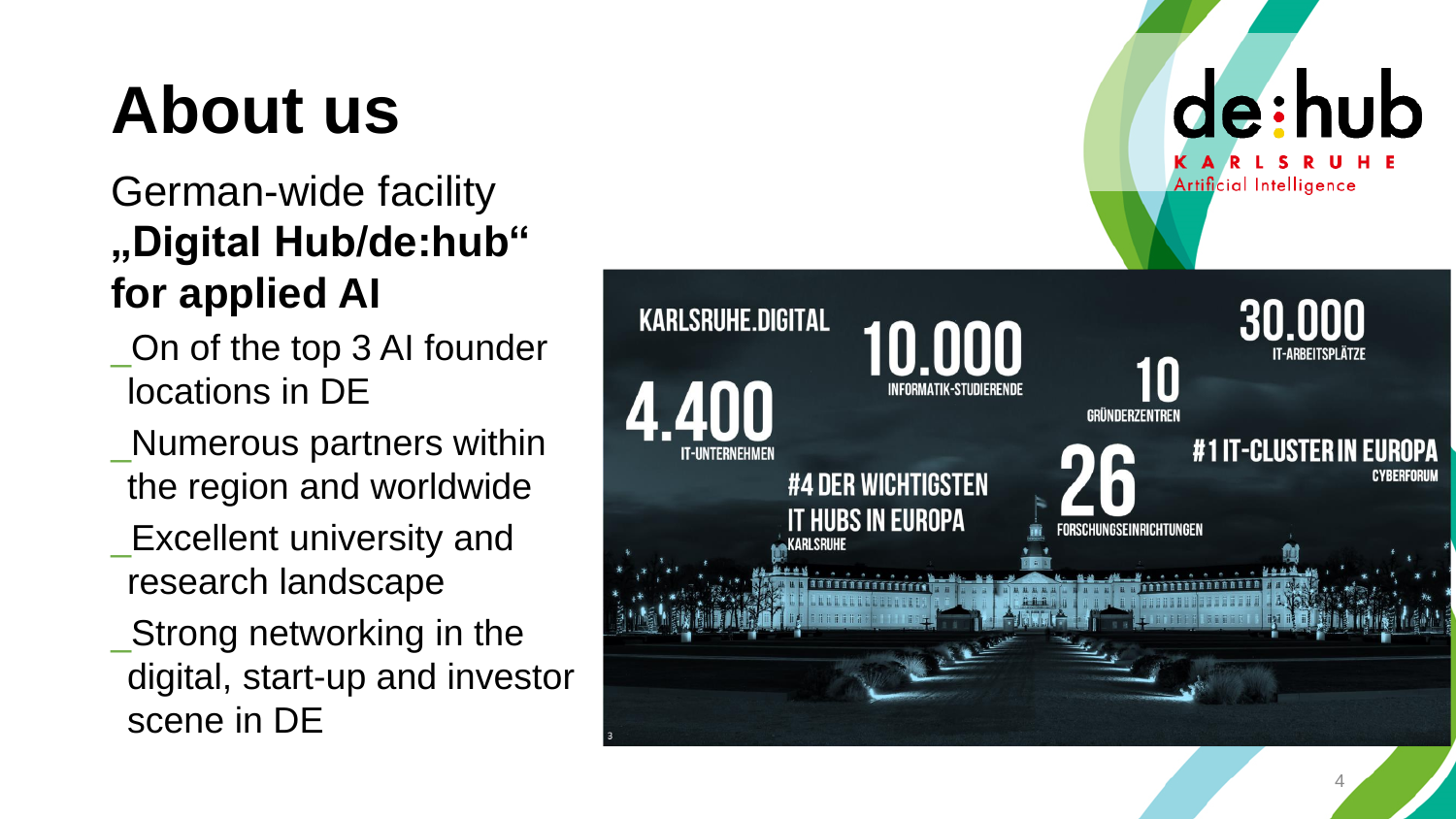# About us

German-wide facility
**„Digital Hub/de:hub“ for applied AI**

_On of the top 3 AI founder locations in DE

_Numerous partners within the region and worldwide

_Excellent university and research landscape

_Strong networking in the digital, start-up and investor scene in DE

de:hub
KARLSRUHE
Artificial Intelligence

KARLSRUHE.DIGITAL

4.400 IT-UNTERNEHMEN

10.000 INFORMATIK-STUDIERENDE

10 GRÜNDERZENTREN

30.000 IT-ARBEITSPLÄTZE

#4 DER WICHTIGSTEN IT HUBS IN EUROPA KARLSRUHE

26 FORSCHUNGSEINRICHTUNGEN

#1 IT-CLUSTER IN EUROPA CYBERFORUM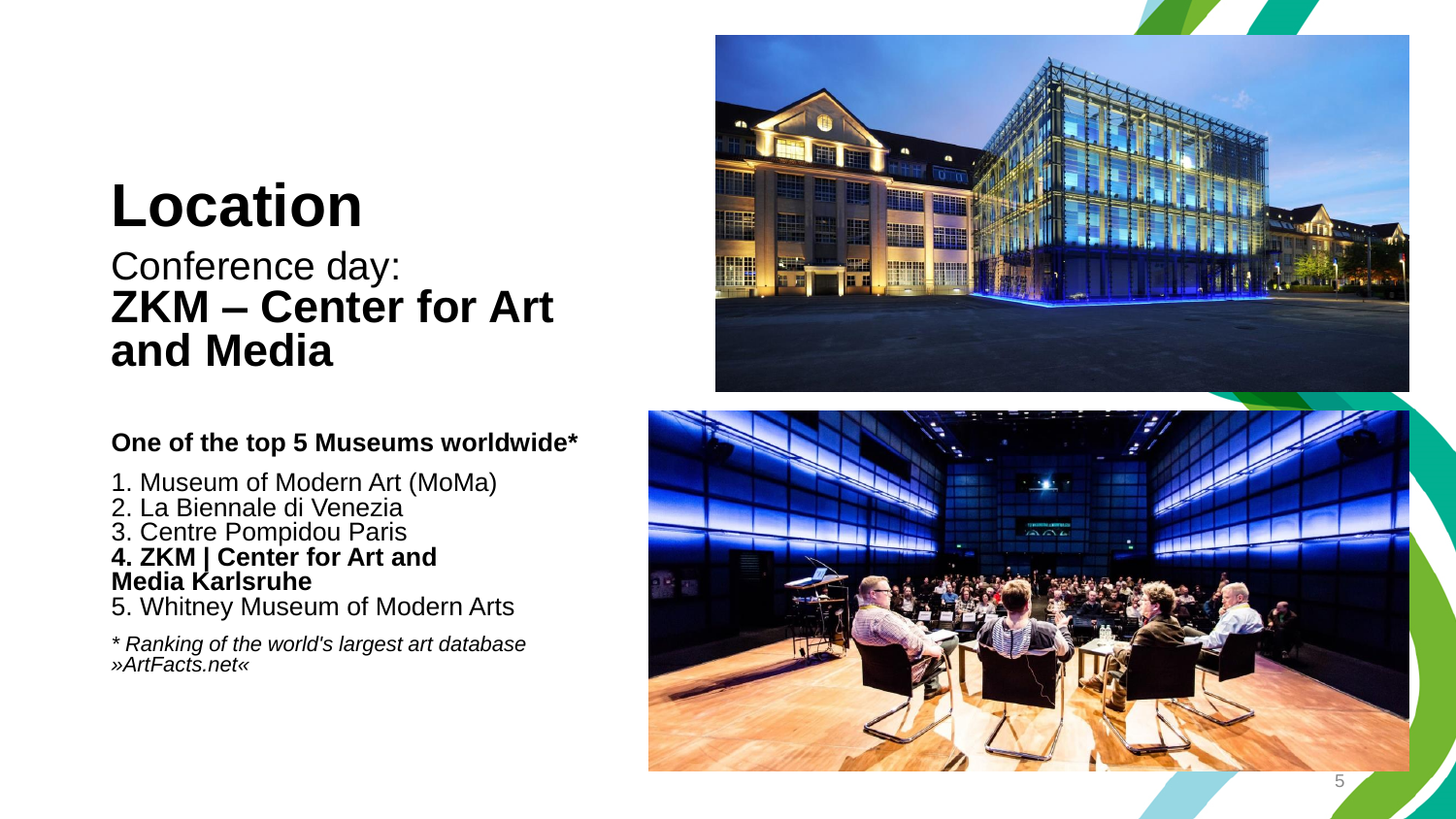# Location

## Conference day:
## **ZKM – Center for Art and Media**

**One of the top 5 Museums worldwide***

1. Museum of Modern Art (MoMa)
2. La Biennale di Venezia
3. Centre Pompidou Paris
4. **ZKM | Center for Art and Media Karlsruhe**
5. Whitney Museum of Modern Arts

*\* Ranking of the world's largest art database »ArtFacts.net«*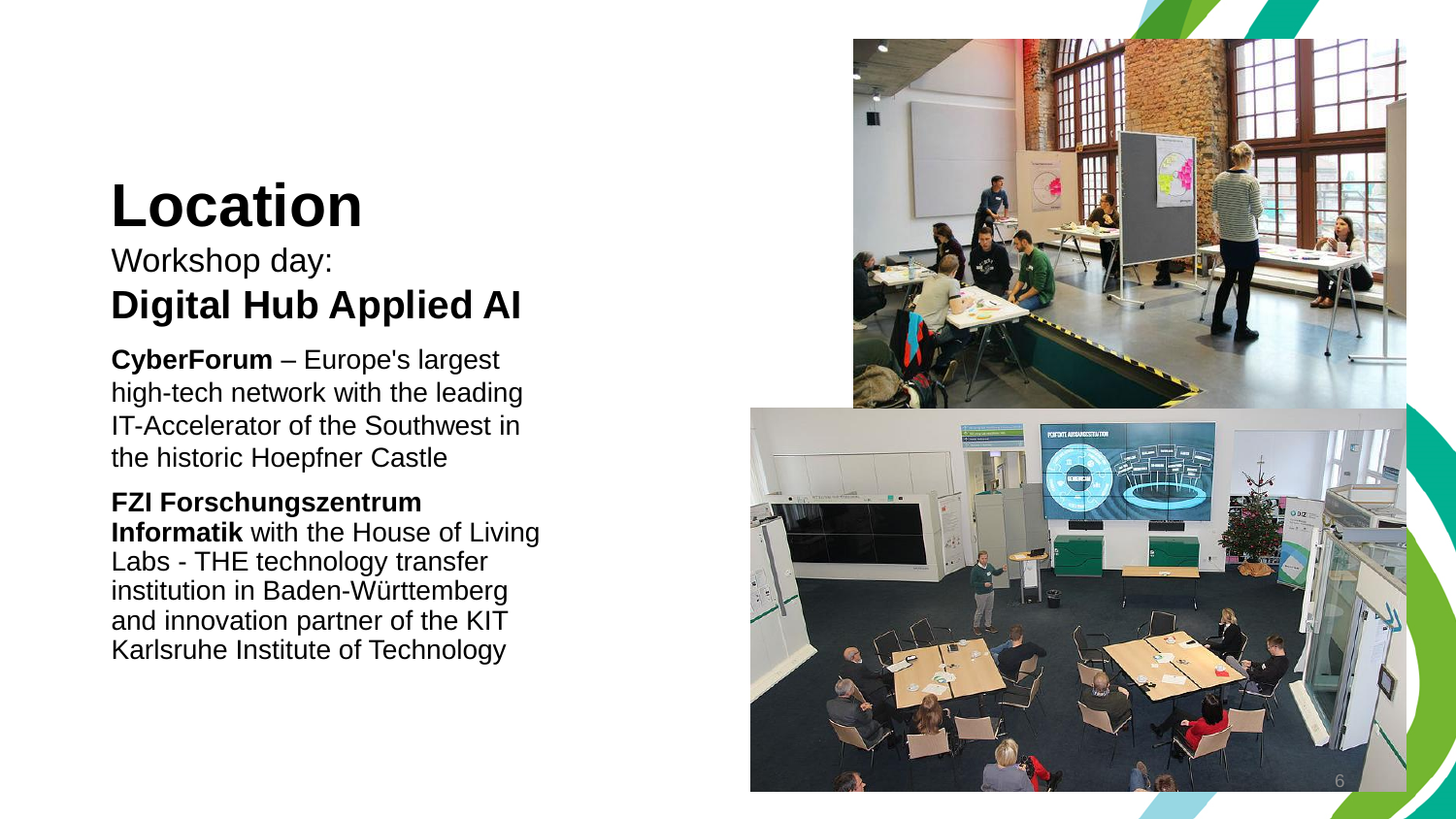# Location

Workshop day:
## Digital Hub Applied AI

**CyberForum** – Europe's largest high-tech network with the leading IT-Accelerator of the Southwest in the historic Hoepfner Castle

**FZI Forschungszentrum Informatik** with the House of Living Labs - THE technology transfer institution in Baden-Württemberg and innovation partner of the KIT Karlsruhe Institute of Technology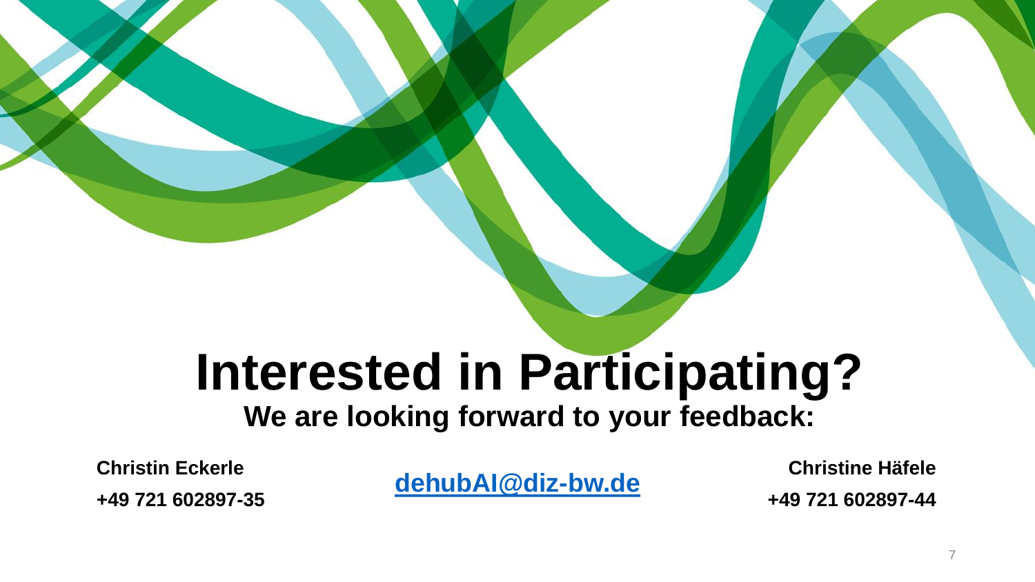# Interested in Participating?

## We are looking forward to your feedback:

**Christin Eckerle**
**+49 721 602897-35**

**dehubAI@diz-bw.de**

**Christine Häfele**
**+49 721 602897-44**